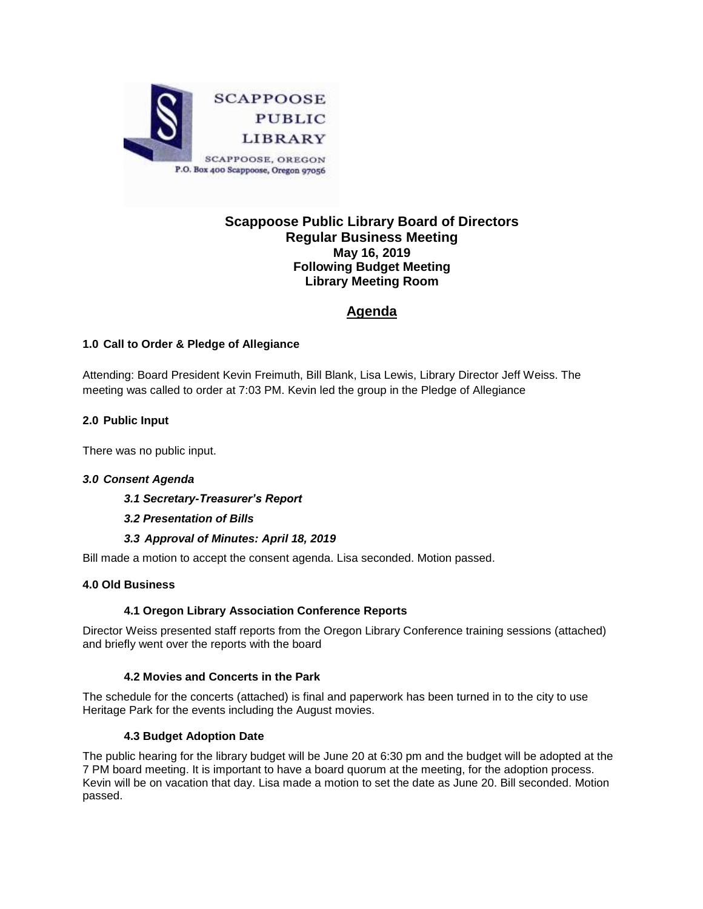SCAPPOOSE PUBLIC LIBRARY

SCAPPOOSE, OREGON

P.O. Box 400 Scappoose, Oregon 97056

# Scappoose Public Library Board of Directors

## Regular Business Meeting

**May 16, 2019**

**Following Budget Meeting**

**Library Meeting Room**

## Agenda

### 1.0 Call to Order & Pledge of Allegiance

Attending: Board President Kevin Freimuth, Bill Blank, Lisa Lewis, Library Director Jeff Weiss. The meeting was called to order at 7:03 PM. Kevin led the group in the Pledge of Allegiance

### 2.0 Public Input

There was no public input.

### *3.0 Consent Agenda*

#### *3.1 Secretary-Treasurer's Report*

#### *3.2 Presentation of Bills*

#### *3.3 Approval of Minutes: April 18, 2019*

Bill made a motion to accept the consent agenda. Lisa seconded. Motion passed.

### 4.0 Old Business

#### 4.1 Oregon Library Association Conference Reports

Director Weiss presented staff reports from the Oregon Library Conference training sessions (attached) and briefly went over the reports with the board

#### 4.2 Movies and Concerts in the Park

The schedule for the concerts (attached) is final and paperwork has been turned in to the city to use Heritage Park for the events including the August movies.

#### 4.3 Budget Adoption Date

The public hearing for the library budget will be June 20 at 6:30 pm and the budget will be adopted at the 7 PM board meeting. It is important to have a board quorum at the meeting, for the adoption process. Kevin will be on vacation that day. Lisa made a motion to set the date as June 20. Bill seconded. Motion passed.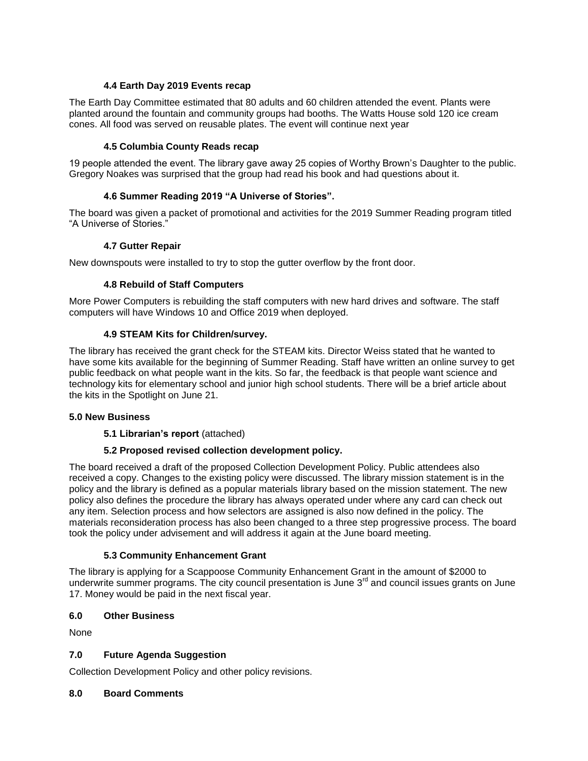### 4.4 Earth Day 2019 Events recap

The Earth Day Committee estimated that 80 adults and 60 children attended the event. Plants were planted around the fountain and community groups had booths. The Watts House sold 120 ice cream cones. All food was served on reusable plates. The event will continue next year

### 4.5 Columbia County Reads recap

19 people attended the event. The library gave away 25 copies of Worthy Brown's Daughter to the public. Gregory Noakes was surprised that the group had read his book and had questions about it.

### 4.6 Summer Reading 2019 "A Universe of Stories".

The board was given a packet of promotional and activities for the 2019 Summer Reading program titled "A Universe of Stories."

### 4.7 Gutter Repair

New downspouts were installed to try to stop the gutter overflow by the front door.

### 4.8 Rebuild of Staff Computers

More Power Computers is rebuilding the staff computers with new hard drives and software. The staff computers will have Windows 10 and Office 2019 when deployed.

### 4.9 STEAM Kits for Children/survey.

The library has received the grant check for the STEAM kits. Director Weiss stated that he wanted to have some kits available for the beginning of Summer Reading. Staff have written an online survey to get public feedback on what people want in the kits. So far, the feedback is that people want science and technology kits for elementary school and junior high school students. There will be a brief article about the kits in the Spotlight on June 21.

## 5.0 New Business

### 5.1 Librarian's report (attached)

### 5.2 Proposed revised collection development policy.

The board received a draft of the proposed Collection Development Policy. Public attendees also received a copy. Changes to the existing policy were discussed. The library mission statement is in the policy and the library is defined as a popular materials library based on the mission statement. The new policy also defines the procedure the library has always operated under where any card can check out any item. Selection process and how selectors are assigned is also now defined in the policy. The materials reconsideration process has also been changed to a three step progressive process. The board took the policy under advisement and will address it again at the June board meeting.

### 5.3 Community Enhancement Grant

The library is applying for a Scappoose Community Enhancement Grant in the amount of $2000 to underwrite summer programs. The city council presentation is June 3rd and council issues grants on June 17. Money would be paid in the next fiscal year.

## 6.0 Other Business

None

## 7.0 Future Agenda Suggestion

Collection Development Policy and other policy revisions.

## 8.0 Board Comments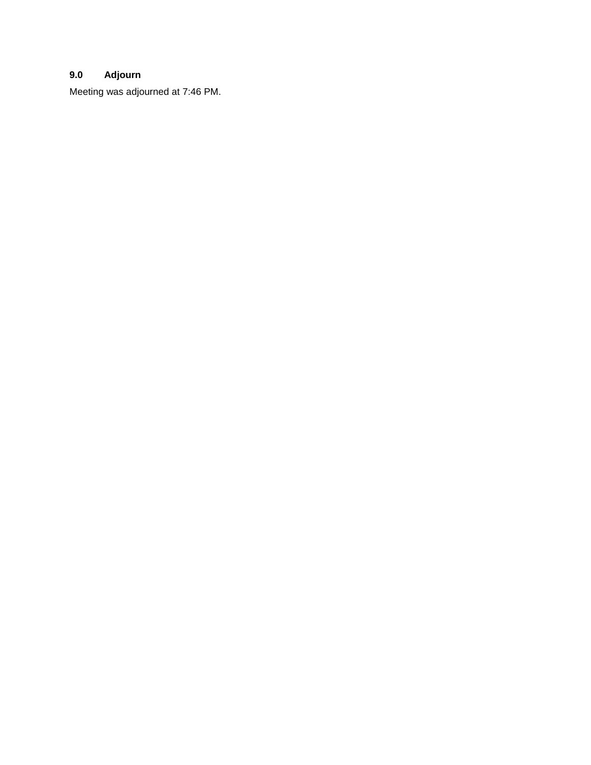**9.0 Adjourn**

Meeting was adjourned at 7:46 PM.